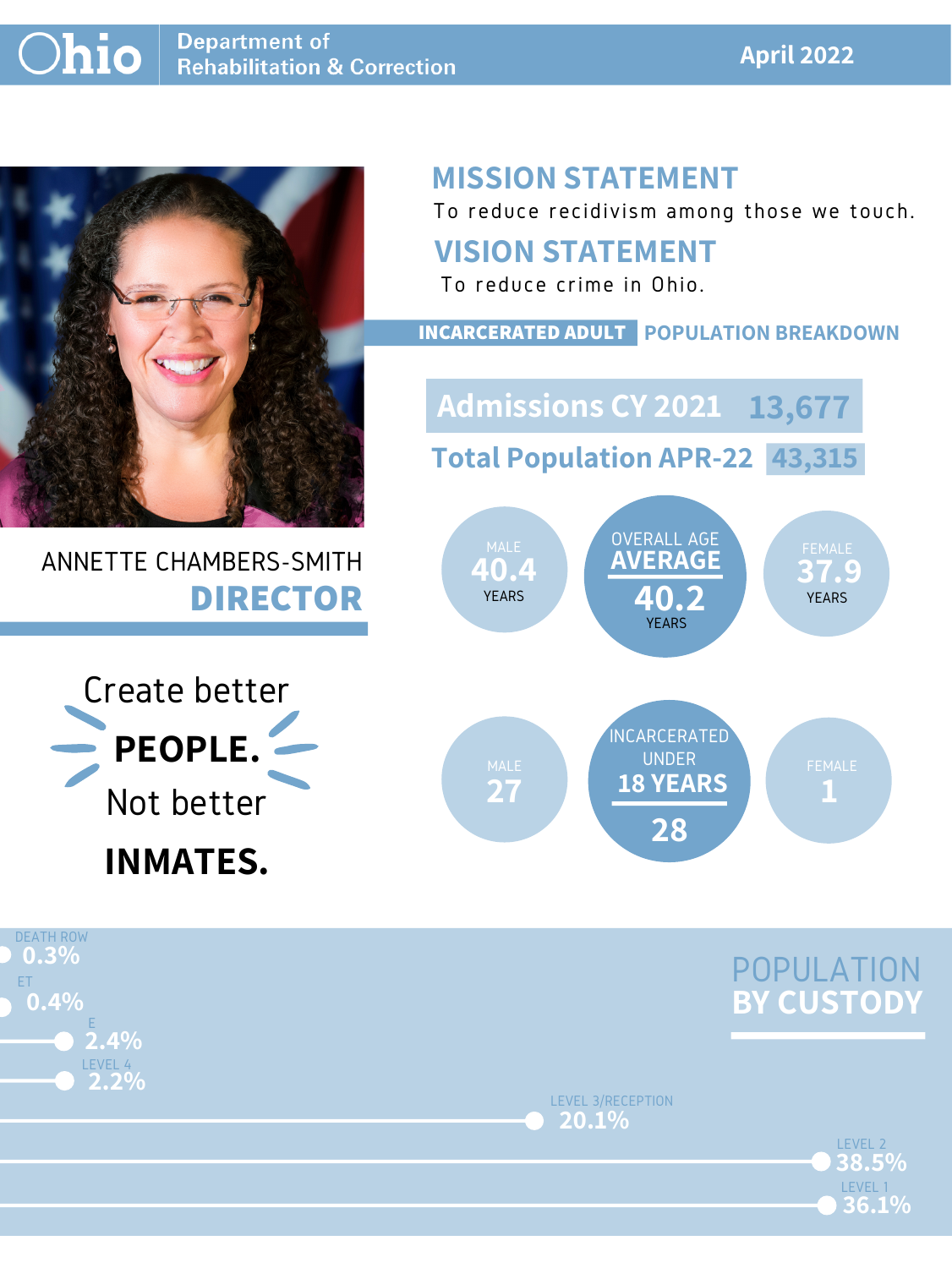# Ohio Department of Rehabilitation & Correction

**April 2022**

ANNETTE CHAMBERS-SMITH

**DIRECTOR**

Create better **PEOPLE.** Not better **INMATES.**

## MISSION STATEMENT

To reduce recidivism among those we touch.

## VISION STATEMENT

To reduce crime in Ohio.

## INCARCERATED ADULT POPULATION BREAKDOWN

**Admissions CY 2021** 13,677

**Total Population APR-22** 43,315

| | Male | Overall | Female |
|---|---|---|---|
| Age Average | 40.4 years | 40.2 years | 37.9 years |
| Incarcerated Under 18 Years | 27 | 28 | 1 |

## POPULATION BY CUSTODY

| Custody | Percent |
|---|---|
| DEATH ROW | 0.3% |
| ET | 0.4% |
| E | 2.4% |
| LEVEL 4 | 2.2% |
| LEVEL 3/RECEPTION | 20.1% |
| LEVEL 2 | 38.5% |
| LEVEL 1 | 36.1% |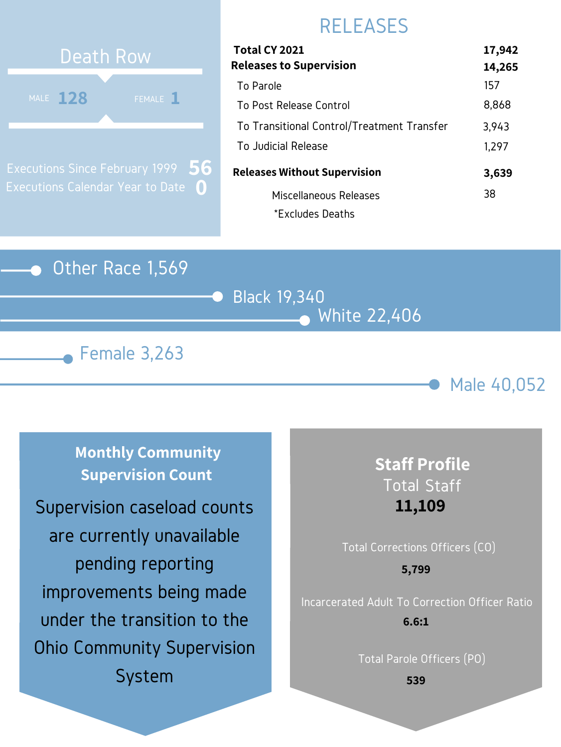## Death Row

MALE **128** FEMALE **1**

Executions Since February 1999 **56**

Executions Calendar Year to Date **0**

## RELEASES

| | |
|---|---|
| **Total CY 2021** | **17,942** |
| **Releases to Supervision** | **14,265** |
| To Parole | 157 |
| To Post Release Control | 8,868 |
| To Transitional Control/Treatment Transfer | 3,943 |
| To Judicial Release | 1,297 |
| **Releases Without Supervision** | **3,639** |
| Miscellaneous Releases | 38 |

*Excludes Deaths

Other Race 1,569

Black 19,340

White 22,406

Female 3,263

Male 40,052

### Monthly Community Supervision Count

Supervision caseload counts are currently unavailable pending reporting improvements being made under the transition to the Ohio Community Supervision System

### Staff Profile

Total Staff

**11,109**

Total Corrections Officers (CO)

**5,799**

Incarcerated Adult To Correction Officer Ratio

**6.6:1**

Total Parole Officers (PO)

**539**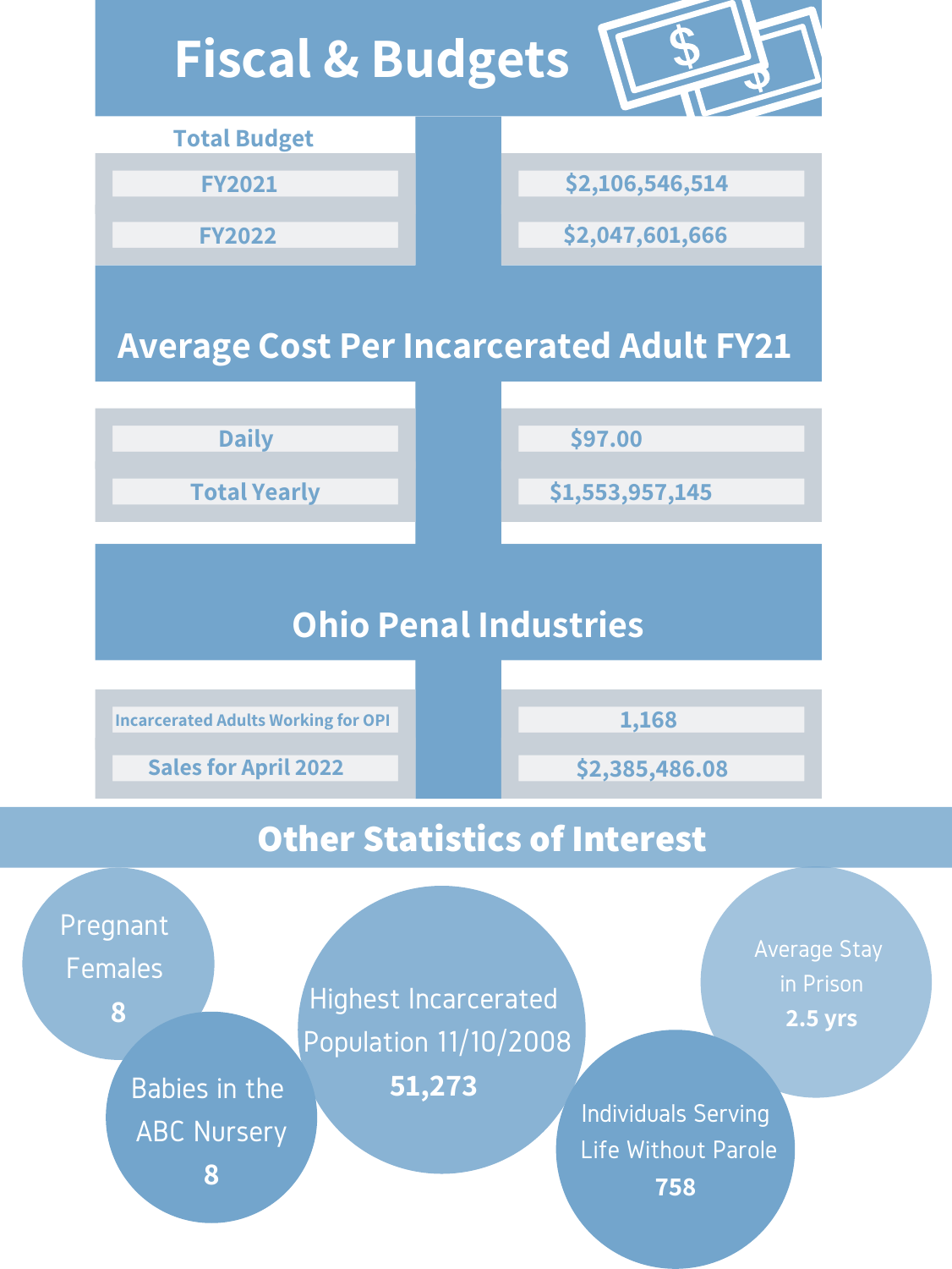# Fiscal & Budgets

## Total Budget

| | |
|---|---|
| FY2021 | $2,106,546,514 |
| FY2022 | $2,047,601,666 |

## Average Cost Per Incarcerated Adult FY21

| | |
|---|---|
| Daily | $97.00 |
| Total Yearly | $1,553,957,145 |

## Ohio Penal Industries

| | |
|---|---|
| Incarcerated Adults Working for OPI | 1,168 |
| Sales for April 2022 | $2,385,486.08 |

## Other Statistics of Interest

Pregnant Females
**8**

Babies in the ABC Nursery
**8**

Highest Incarcerated Population 11/10/2008
**51,273**

Individuals Serving Life Without Parole
**758**

Average Stay in Prison
**2.5 yrs**